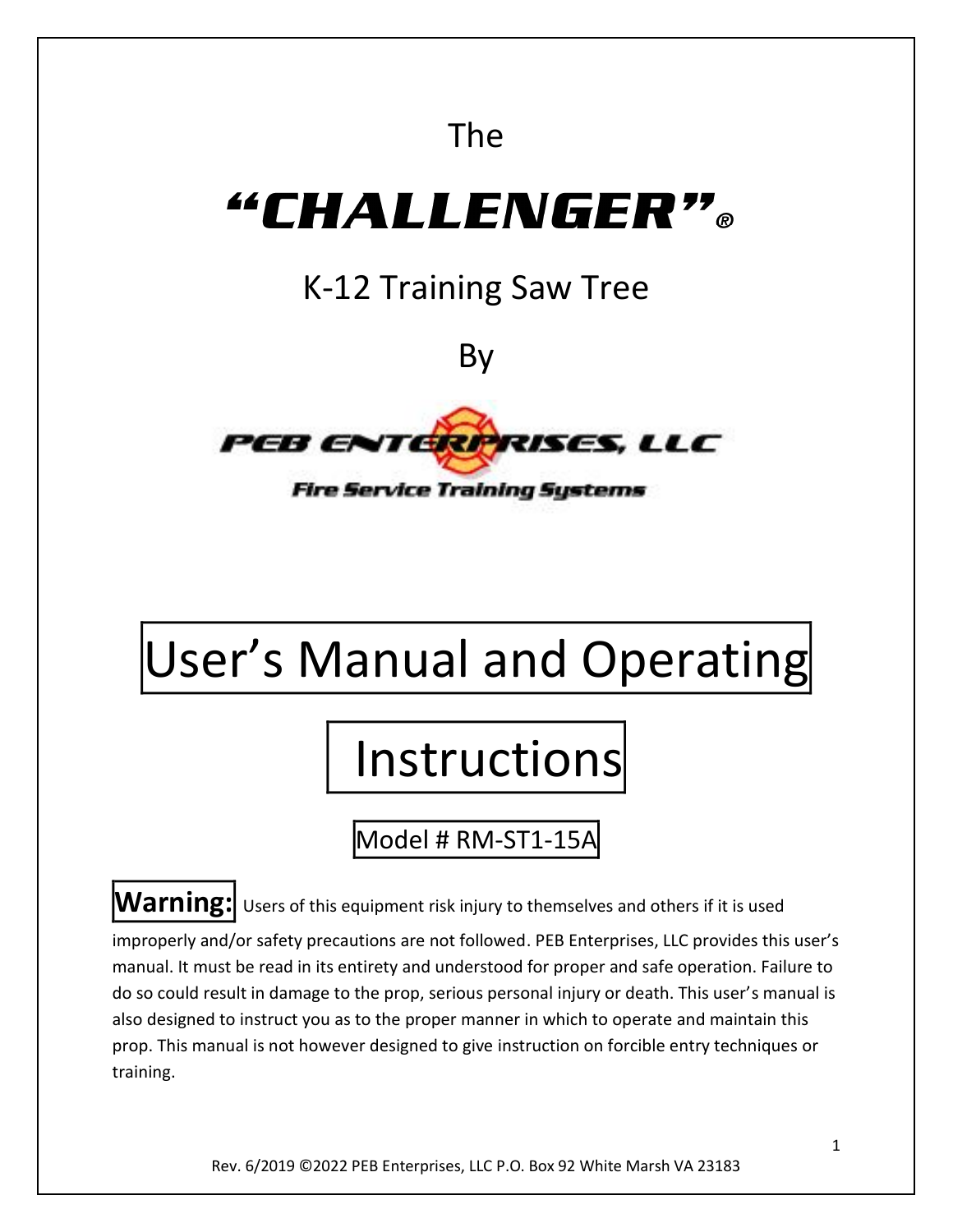The

# "CHALLENGER"®

## K-12 Training Saw Tree

By

PEB ENTERPRISES, LLC

Fire Service Training Systems

# User's Manual and Operating Instructions

Model # RM-ST1-15A

**Warning:** Users of this equipment risk injury to themselves and others if it is used improperly and/or safety precautions are not followed. PEB Enterprises, LLC provides this user's manual. It must be read in its entirety and understood for proper and safe operation. Failure to do so could result in damage to the prop, serious personal injury or death. This user's manual is also designed to instruct you as to the proper manner in which to operate and maintain this prop. This manual is not however designed to give instruction on forcible entry techniques or training.

Rev. 6/2019 ©2022 PEB Enterprises, LLC P.O. Box 92 White Marsh VA 23183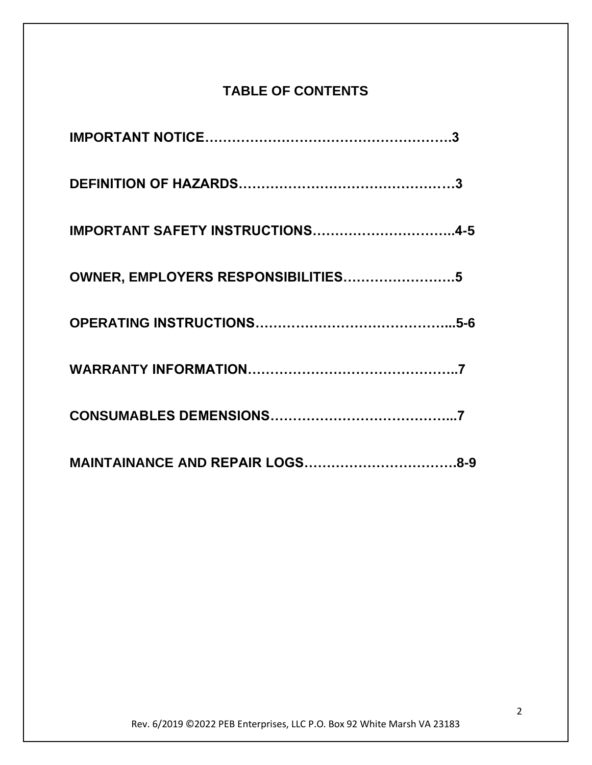# TABLE OF CONTENTS

**IMPORTANT NOTICE……………………………………………….3**

**DEFINITION OF HAZARDS……………………………………….3**

**IMPORTANT SAFETY INSTRUCTIONS…………………………..4-5**

**OWNER, EMPLOYERS RESPONSIBILITIES…………………….5**

**OPERATING INSTRUCTIONS…………………………………...5-6**

**WARRANTY INFORMATION……………………………………..7**

**CONSUMABLES DEMENSIONS…………………………………...7**

**MAINTAINANCE AND REPAIR LOGS…………………………….8-9**

Rev. 6/2019 ©2022 PEB Enterprises, LLC P.O. Box 92 White Marsh VA 23183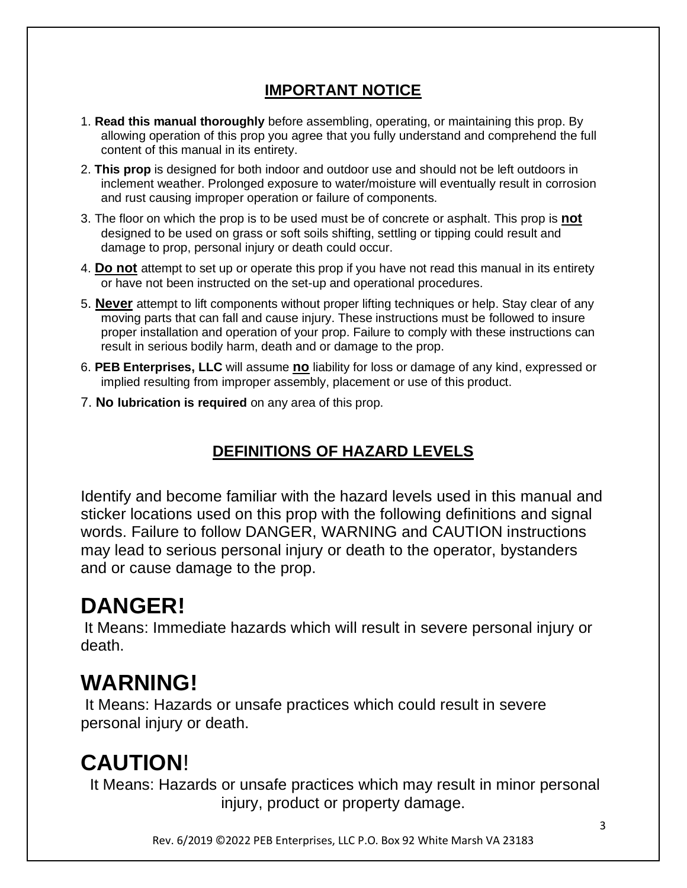## IMPORTANT NOTICE

1. **Read this manual thoroughly** before assembling, operating, or maintaining this prop. By allowing operation of this prop you agree that you fully understand and comprehend the full content of this manual in its entirety.
2. **This prop** is designed for both indoor and outdoor use and should not be left outdoors in inclement weather. Prolonged exposure to water/moisture will eventually result in corrosion and rust causing improper operation or failure of components.
3. The floor on which the prop is to be used must be of concrete or asphalt. This prop is **not** designed to be used on grass or soft soils shifting, settling or tipping could result and damage to prop, personal injury or death could occur.
4. **Do not** attempt to set up or operate this prop if you have not read this manual in its entirety or have not been instructed on the set-up and operational procedures.
5. **Never** attempt to lift components without proper lifting techniques or help. Stay clear of any moving parts that can fall and cause injury. These instructions must be followed to insure proper installation and operation of your prop. Failure to comply with these instructions can result in serious bodily harm, death and or damage to the prop.
6. **PEB Enterprises, LLC** will assume **no** liability for loss or damage of any kind, expressed or implied resulting from improper assembly, placement or use of this product.
7. **No lubrication is required** on any area of this prop.

## DEFINITIONS OF HAZARD LEVELS

Identify and become familiar with the hazard levels used in this manual and sticker locations used on this prop with the following definitions and signal words. Failure to follow DANGER, WARNING and CAUTION instructions may lead to serious personal injury or death to the operator, bystanders and or cause damage to the prop.

# DANGER!

It Means: Immediate hazards which will result in severe personal injury or death.

# WARNING!

It Means: Hazards or unsafe practices which could result in severe personal injury or death.

# CAUTION!

It Means: Hazards or unsafe practices which may result in minor personal injury, product or property damage.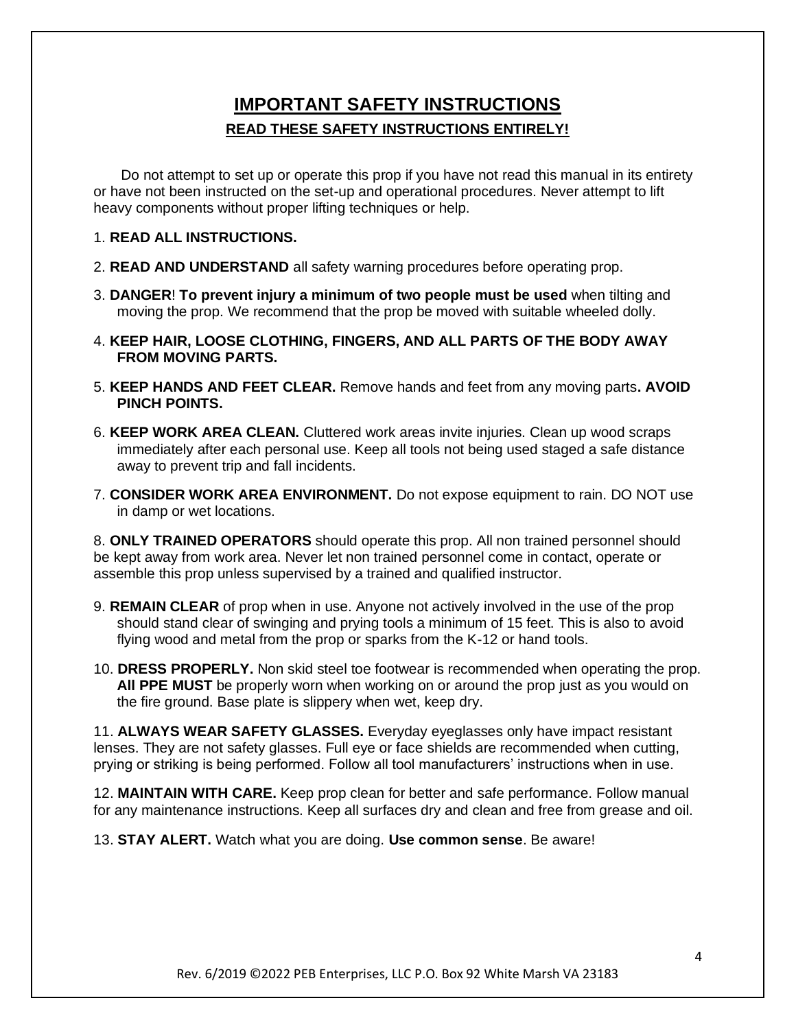# IMPORTANT SAFETY INSTRUCTIONS

## READ THESE SAFETY INSTRUCTIONS ENTIRELY!

Do not attempt to set up or operate this prop if you have not read this manual in its entirety or have not been instructed on the set-up and operational procedures. Never attempt to lift heavy components without proper lifting techniques or help.

1. **READ ALL INSTRUCTIONS.**

2. **READ AND UNDERSTAND** all safety warning procedures before operating prop.

3. **DANGER**! **To prevent injury a minimum of two people must be used** when tilting and moving the prop. We recommend that the prop be moved with suitable wheeled dolly.

4. **KEEP HAIR, LOOSE CLOTHING, FINGERS, AND ALL PARTS OF THE BODY AWAY FROM MOVING PARTS.**

5. **KEEP HANDS AND FEET CLEAR.** Remove hands and feet from any moving parts**. AVOID PINCH POINTS.**

6. **KEEP WORK AREA CLEAN.** Cluttered work areas invite injuries. Clean up wood scraps immediately after each personal use. Keep all tools not being used staged a safe distance away to prevent trip and fall incidents.

7. **CONSIDER WORK AREA ENVIRONMENT.** Do not expose equipment to rain. DO NOT use in damp or wet locations.

8. **ONLY TRAINED OPERATORS** should operate this prop. All non trained personnel should be kept away from work area. Never let non trained personnel come in contact, operate or assemble this prop unless supervised by a trained and qualified instructor.

9. **REMAIN CLEAR** of prop when in use. Anyone not actively involved in the use of the prop should stand clear of swinging and prying tools a minimum of 15 feet. This is also to avoid flying wood and metal from the prop or sparks from the K-12 or hand tools.

10. **DRESS PROPERLY.** Non skid steel toe footwear is recommended when operating the prop. **All PPE MUST** be properly worn when working on or around the prop just as you would on the fire ground. Base plate is slippery when wet, keep dry.

11. **ALWAYS WEAR SAFETY GLASSES.** Everyday eyeglasses only have impact resistant lenses. They are not safety glasses. Full eye or face shields are recommended when cutting, prying or striking is being performed. Follow all tool manufacturers' instructions when in use.

12. **MAINTAIN WITH CARE.** Keep prop clean for better and safe performance. Follow manual for any maintenance instructions. Keep all surfaces dry and clean and free from grease and oil.

13. **STAY ALERT.** Watch what you are doing. **Use common sense**. Be aware!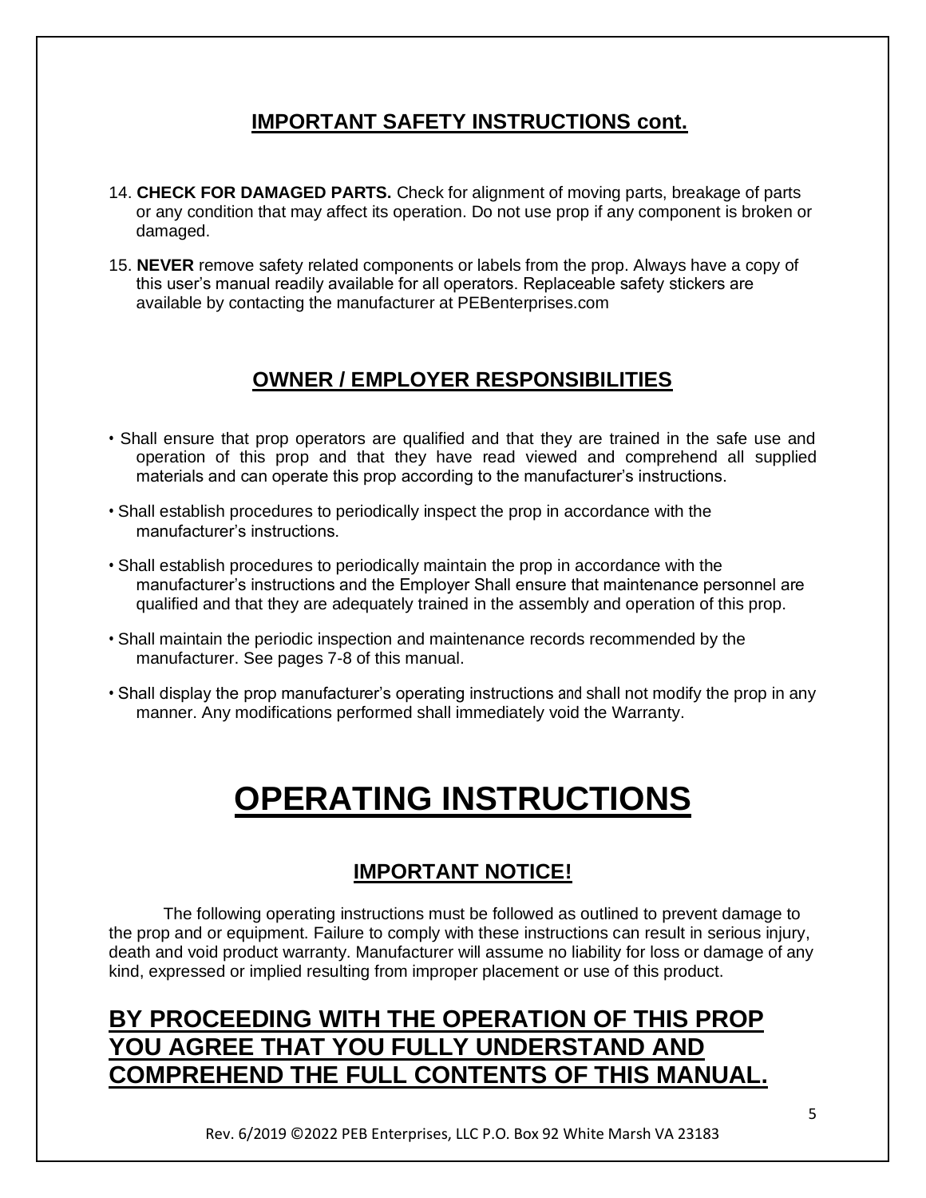## IMPORTANT SAFETY INSTRUCTIONS cont.

14. **CHECK FOR DAMAGED PARTS.** Check for alignment of moving parts, breakage of parts or any condition that may affect its operation. Do not use prop if any component is broken or damaged.

15. **NEVER** remove safety related components or labels from the prop. Always have a copy of this user's manual readily available for all operators. Replaceable safety stickers are available by contacting the manufacturer at PEBenterprises.com

## OWNER / EMPLOYER RESPONSIBILITIES

- Shall ensure that prop operators are qualified and that they are trained in the safe use and operation of this prop and that they have read viewed and comprehend all supplied materials and can operate this prop according to the manufacturer's instructions.
- Shall establish procedures to periodically inspect the prop in accordance with the manufacturer's instructions.
- Shall establish procedures to periodically maintain the prop in accordance with the manufacturer's instructions and the Employer Shall ensure that maintenance personnel are qualified and that they are adequately trained in the assembly and operation of this prop.
- Shall maintain the periodic inspection and maintenance records recommended by the manufacturer. See pages 7-8 of this manual.
- Shall display the prop manufacturer's operating instructions and shall not modify the prop in any manner. Any modifications performed shall immediately void the Warranty.

# OPERATING INSTRUCTIONS

## IMPORTANT NOTICE!

The following operating instructions must be followed as outlined to prevent damage to the prop and or equipment. Failure to comply with these instructions can result in serious injury, death and void product warranty. Manufacturer will assume no liability for loss or damage of any kind, expressed or implied resulting from improper placement or use of this product.

## BY PROCEEDING WITH THE OPERATION OF THIS PROP YOU AGREE THAT YOU FULLY UNDERSTAND AND COMPREHEND THE FULL CONTENTS OF THIS MANUAL.

Rev. 6/2019 ©2022 PEB Enterprises, LLC P.O. Box 92 White Marsh VA 23183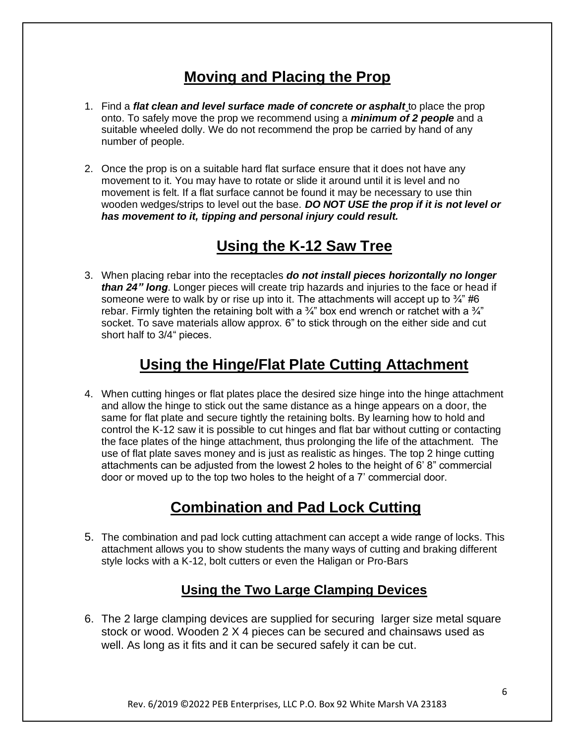## Moving and Placing the Prop

1. Find a ***flat clean and level surface made of concrete or asphalt*** to place the prop onto. To safely move the prop we recommend using a ***minimum of 2 people*** and a suitable wheeled dolly. We do not recommend the prop be carried by hand of any number of people.

2. Once the prop is on a suitable hard flat surface ensure that it does not have any movement to it. You may have to rotate or slide it around until it is level and no movement is felt. If a flat surface cannot be found it may be necessary to use thin wooden wedges/strips to level out the base. ***DO NOT USE the prop if it is not level or has movement to it, tipping and personal injury could result.***

## Using the K-12 Saw Tree

3. When placing rebar into the receptacles ***do not install pieces horizontally no longer than 24" long***. Longer pieces will create trip hazards and injuries to the face or head if someone were to walk by or rise up into it. The attachments will accept up to ¾" #6 rebar. Firmly tighten the retaining bolt with a ¾" box end wrench or ratchet with a ¾" socket. To save materials allow approx. 6" to stick through on the either side and cut short half to 3/4" pieces.

## Using the Hinge/Flat Plate Cutting Attachment

4. When cutting hinges or flat plates place the desired size hinge into the hinge attachment and allow the hinge to stick out the same distance as a hinge appears on a door, the same for flat plate and secure tightly the retaining bolts. By learning how to hold and control the K-12 saw it is possible to cut hinges and flat bar without cutting or contacting the face plates of the hinge attachment, thus prolonging the life of the attachment. The use of flat plate saves money and is just as realistic as hinges. The top 2 hinge cutting attachments can be adjusted from the lowest 2 holes to the height of 6' 8" commercial door or moved up to the top two holes to the height of a 7' commercial door.

## Combination and Pad Lock Cutting

5. The combination and pad lock cutting attachment can accept a wide range of locks. This attachment allows you to show students the many ways of cutting and braking different style locks with a K-12, bolt cutters or even the Haligan or Pro-Bars

### Using the Two Large Clamping Devices

6. The 2 large clamping devices are supplied for securing larger size metal square stock or wood. Wooden 2 X 4 pieces can be secured and chainsaws used as well. As long as it fits and it can be secured safely it can be cut.

Rev. 6/2019 ©2022 PEB Enterprises, LLC P.O. Box 92 White Marsh VA 23183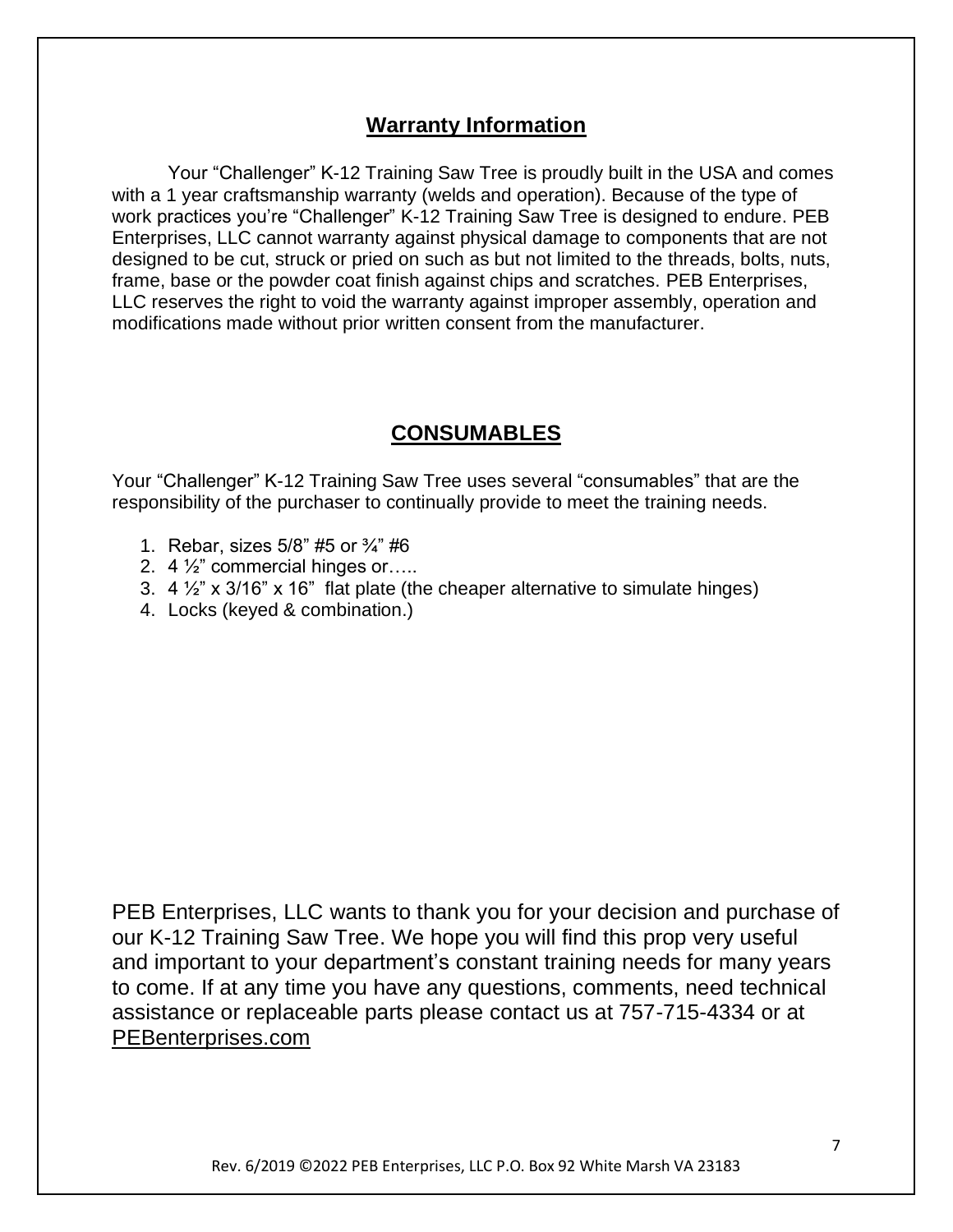## Warranty Information

Your “Challenger” K-12 Training Saw Tree is proudly built in the USA and comes with a 1 year craftsmanship warranty (welds and operation). Because of the type of work practices you’re “Challenger” K-12 Training Saw Tree is designed to endure. PEB Enterprises, LLC cannot warranty against physical damage to components that are not designed to be cut, struck or pried on such as but not limited to the threads, bolts, nuts, frame, base or the powder coat finish against chips and scratches. PEB Enterprises, LLC reserves the right to void the warranty against improper assembly, operation and modifications made without prior written consent from the manufacturer.

## CONSUMABLES

Your “Challenger” K-12 Training Saw Tree uses several “consumables” that are the responsibility of the purchaser to continually provide to meet the training needs.

1. Rebar, sizes 5/8” #5 or ¾” #6
2. 4 ½” commercial hinges or…..
3. 4 ½” x 3/16” x 16” flat plate (the cheaper alternative to simulate hinges)
4. Locks (keyed & combination.)

PEB Enterprises, LLC wants to thank you for your decision and purchase of our K-12 Training Saw Tree. We hope you will find this prop very useful and important to your department’s constant training needs for many years to come. If at any time you have any questions, comments, need technical assistance or replaceable parts please contact us at 757-715-4334 or at PEBenterprises.com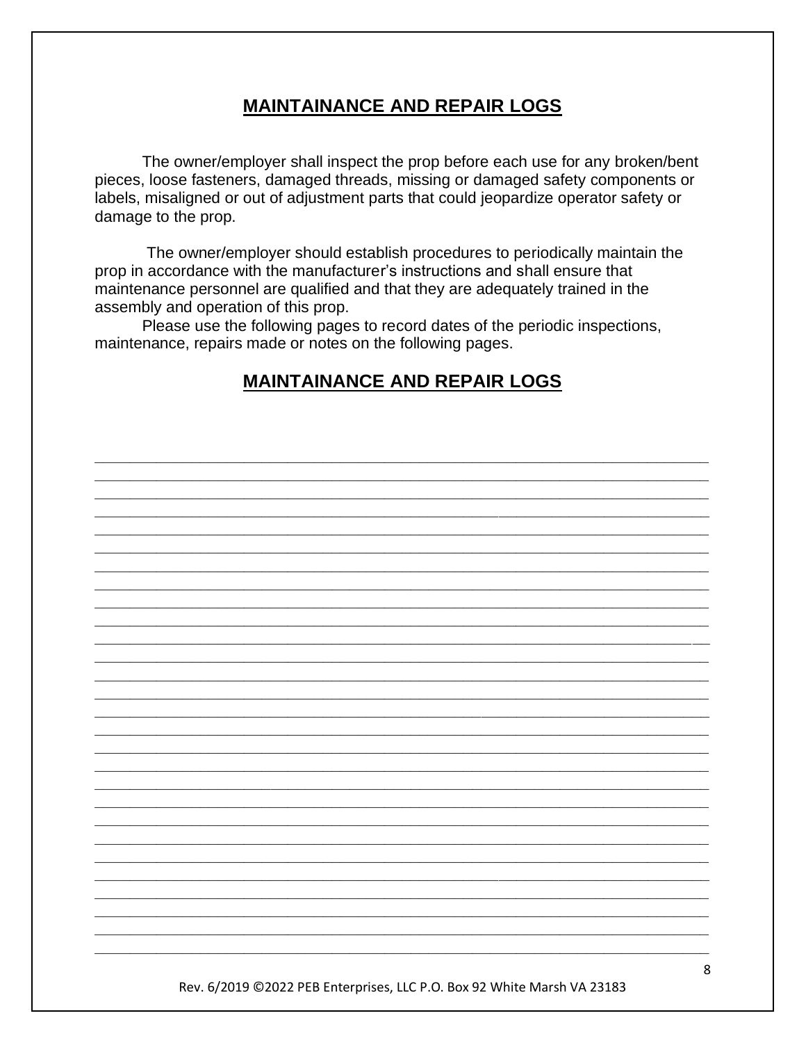## MAINTAINANCE AND REPAIR LOGS

The owner/employer shall inspect the prop before each use for any broken/bent pieces, loose fasteners, damaged threads, missing or damaged safety components or labels, misaligned or out of adjustment parts that could jeopardize operator safety or damage to the prop.

The owner/employer should establish procedures to periodically maintain the prop in accordance with the manufacturer's instructions and shall ensure that maintenance personnel are qualified and that they are adequately trained in the assembly and operation of this prop.

Please use the following pages to record dates of the periodic inspections, maintenance, repairs made or notes on the following pages.

## MAINTAINANCE AND REPAIR LOGS

\_\_\_\_\_\_\_\_\_\_\_\_\_\_\_\_\_\_\_\_\_\_\_\_\_\_\_\_\_\_\_\_\_\_\_\_\_\_\_\_\_\_\_\_\_\_\_\_\_\_\_\_\_\_\_\_\_\_\_\_\_\_\_\_\_\_\_\_\_\_\_\_\_\_\_\_
\_\_\_\_\_\_\_\_\_\_\_\_\_\_\_\_\_\_\_\_\_\_\_\_\_\_\_\_\_\_\_\_\_\_\_\_\_\_\_\_\_\_\_\_\_\_\_\_\_\_\_\_\_\_\_\_\_\_\_\_\_\_\_\_\_\_\_\_\_\_\_\_\_\_\_\_
\_\_\_\_\_\_\_\_\_\_\_\_\_\_\_\_\_\_\_\_\_\_\_\_\_\_\_\_\_\_\_\_\_\_\_\_\_\_\_\_\_\_\_\_\_\_\_\_\_\_\_\_\_\_\_\_\_\_\_\_\_\_\_\_\_\_\_\_\_\_\_\_\_\_\_\_
\_\_\_\_\_\_\_\_\_\_\_\_\_\_\_\_\_\_\_\_\_\_\_\_\_\_\_\_\_\_\_\_\_\_\_\_\_\_\_\_\_\_\_\_\_\_\_\_\_\_\_\_\_\_\_\_\_\_\_\_\_\_\_\_\_\_\_\_\_\_\_\_\_\_\_\_
\_\_\_\_\_\_\_\_\_\_\_\_\_\_\_\_\_\_\_\_\_\_\_\_\_\_\_\_\_\_\_\_\_\_\_\_\_\_\_\_\_\_\_\_\_\_\_\_\_\_\_\_\_\_\_\_\_\_\_\_\_\_\_\_\_\_\_\_\_\_\_\_\_\_\_\_
\_\_\_\_\_\_\_\_\_\_\_\_\_\_\_\_\_\_\_\_\_\_\_\_\_\_\_\_\_\_\_\_\_\_\_\_\_\_\_\_\_\_\_\_\_\_\_\_\_\_\_\_\_\_\_\_\_\_\_\_\_\_\_\_\_\_\_\_\_\_\_\_\_\_\_\_
\_\_\_\_\_\_\_\_\_\_\_\_\_\_\_\_\_\_\_\_\_\_\_\_\_\_\_\_\_\_\_\_\_\_\_\_\_\_\_\_\_\_\_\_\_\_\_\_\_\_\_\_\_\_\_\_\_\_\_\_\_\_\_\_\_\_\_\_\_\_\_\_\_\_\_\_
\_\_\_\_\_\_\_\_\_\_\_\_\_\_\_\_\_\_\_\_\_\_\_\_\_\_\_\_\_\_\_\_\_\_\_\_\_\_\_\_\_\_\_\_\_\_\_\_\_\_\_\_\_\_\_\_\_\_\_\_\_\_\_\_\_\_\_\_\_\_\_\_\_\_\_\_
\_\_\_\_\_\_\_\_\_\_\_\_\_\_\_\_\_\_\_\_\_\_\_\_\_\_\_\_\_\_\_\_\_\_\_\_\_\_\_\_\_\_\_\_\_\_\_\_\_\_\_\_\_\_\_\_\_\_\_\_\_\_\_\_\_\_\_\_\_\_\_\_\_\_\_\_
\_\_\_\_\_\_\_\_\_\_\_\_\_\_\_\_\_\_\_\_\_\_\_\_\_\_\_\_\_\_\_\_\_\_\_\_\_\_\_\_\_\_\_\_\_\_\_\_\_\_\_\_\_\_\_\_\_\_\_\_\_\_\_\_\_\_\_\_\_\_\_\_\_\_\_\_
\_\_\_\_\_\_\_\_\_\_\_\_\_\_\_\_\_\_\_\_\_\_\_\_\_\_\_\_\_\_\_\_\_\_\_\_\_\_\_\_\_\_\_\_\_\_\_\_\_\_\_\_\_\_\_\_\_\_\_\_\_\_\_\_\_\_\_\_\_\_\_\_\_\_\_\_
\_\_\_\_\_\_\_\_\_\_\_\_\_\_\_\_\_\_\_\_\_\_\_\_\_\_\_\_\_\_\_\_\_\_\_\_\_\_\_\_\_\_\_\_\_\_\_\_\_\_\_\_\_\_\_\_\_\_\_\_\_\_\_\_\_\_\_\_\_\_\_\_\_\_\_\_
\_\_\_\_\_\_\_\_\_\_\_\_\_\_\_\_\_\_\_\_\_\_\_\_\_\_\_\_\_\_\_\_\_\_\_\_\_\_\_\_\_\_\_\_\_\_\_\_\_\_\_\_\_\_\_\_\_\_\_\_\_\_\_\_\_\_\_\_\_\_\_\_\_\_\_\_
\_\_\_\_\_\_\_\_\_\_\_\_\_\_\_\_\_\_\_\_\_\_\_\_\_\_\_\_\_\_\_\_\_\_\_\_\_\_\_\_\_\_\_\_\_\_\_\_\_\_\_\_\_\_\_\_\_\_\_\_\_\_\_\_\_\_\_\_\_\_\_\_\_\_\_\_
\_\_\_\_\_\_\_\_\_\_\_\_\_\_\_\_\_\_\_\_\_\_\_\_\_\_\_\_\_\_\_\_\_\_\_\_\_\_\_\_\_\_\_\_\_\_\_\_\_\_\_\_\_\_\_\_\_\_\_\_\_\_\_\_\_\_\_\_\_\_\_\_\_\_\_\_
\_\_\_\_\_\_\_\_\_\_\_\_\_\_\_\_\_\_\_\_\_\_\_\_\_\_\_\_\_\_\_\_\_\_\_\_\_\_\_\_\_\_\_\_\_\_\_\_\_\_\_\_\_\_\_\_\_\_\_\_\_\_\_\_\_\_\_\_\_\_\_\_\_\_\_\_
\_\_\_\_\_\_\_\_\_\_\_\_\_\_\_\_\_\_\_\_\_\_\_\_\_\_\_\_\_\_\_\_\_\_\_\_\_\_\_\_\_\_\_\_\_\_\_\_\_\_\_\_\_\_\_\_\_\_\_\_\_\_\_\_\_\_\_\_\_\_\_\_\_\_\_\_
\_\_\_\_\_\_\_\_\_\_\_\_\_\_\_\_\_\_\_\_\_\_\_\_\_\_\_\_\_\_\_\_\_\_\_\_\_\_\_\_\_\_\_\_\_\_\_\_\_\_\_\_\_\_\_\_\_\_\_\_\_\_\_\_\_\_\_\_\_\_\_\_\_\_\_\_
\_\_\_\_\_\_\_\_\_\_\_\_\_\_\_\_\_\_\_\_\_\_\_\_\_\_\_\_\_\_\_\_\_\_\_\_\_\_\_\_\_\_\_\_\_\_\_\_\_\_\_\_\_\_\_\_\_\_\_\_\_\_\_\_\_\_\_\_\_\_\_\_\_\_\_\_
\_\_\_\_\_\_\_\_\_\_\_\_\_\_\_\_\_\_\_\_\_\_\_\_\_\_\_\_\_\_\_\_\_\_\_\_\_\_\_\_\_\_\_\_\_\_\_\_\_\_\_\_\_\_\_\_\_\_\_\_\_\_\_\_\_\_\_\_\_\_\_\_\_\_\_\_
\_\_\_\_\_\_\_\_\_\_\_\_\_\_\_\_\_\_\_\_\_\_\_\_\_\_\_\_\_\_\_\_\_\_\_\_\_\_\_\_\_\_\_\_\_\_\_\_\_\_\_\_\_\_\_\_\_\_\_\_\_\_\_\_\_\_\_\_\_\_\_\_\_\_\_\_
\_\_\_\_\_\_\_\_\_\_\_\_\_\_\_\_\_\_\_\_\_\_\_\_\_\_\_\_\_\_\_\_\_\_\_\_\_\_\_\_\_\_\_\_\_\_\_\_\_\_\_\_\_\_\_\_\_\_\_\_\_\_\_\_\_\_\_\_\_\_\_\_\_\_\_\_
\_\_\_\_\_\_\_\_\_\_\_\_\_\_\_\_\_\_\_\_\_\_\_\_\_\_\_\_\_\_\_\_\_\_\_\_\_\_\_\_\_\_\_\_\_\_\_\_\_\_\_\_\_\_\_\_\_\_\_\_\_\_\_\_\_\_\_\_\_\_\_\_\_\_\_\_
\_\_\_\_\_\_\_\_\_\_\_\_\_\_\_\_\_\_\_\_\_\_\_\_\_\_\_\_\_\_\_\_\_\_\_\_\_\_\_\_\_\_\_\_\_\_\_\_\_\_\_\_\_\_\_\_\_\_\_\_\_\_\_\_\_\_\_\_\_\_\_\_\_\_\_\_
\_\_\_\_\_\_\_\_\_\_\_\_\_\_\_\_\_\_\_\_\_\_\_\_\_\_\_\_\_\_\_\_\_\_\_\_\_\_\_\_\_\_\_\_\_\_\_\_\_\_\_\_\_\_\_\_\_\_\_\_\_\_\_\_\_\_\_\_\_\_\_\_\_\_\_\_
\_\_\_\_\_\_\_\_\_\_\_\_\_\_\_\_\_\_\_\_\_\_\_\_\_\_\_\_\_\_\_\_\_\_\_\_\_\_\_\_\_\_\_\_\_\_\_\_\_\_\_\_\_\_\_\_\_\_\_\_\_\_\_\_\_\_\_\_\_\_\_\_\_\_\_\_
\_\_\_\_\_\_\_\_\_\_\_\_\_\_\_\_\_\_\_\_\_\_\_\_\_\_\_\_\_\_\_\_\_\_\_\_\_\_\_\_\_\_\_\_\_\_\_\_\_\_\_\_\_\_\_\_\_\_\_\_\_\_\_\_\_\_\_\_\_\_\_\_\_\_\_\_
\_\_\_\_\_\_\_\_\_\_\_\_\_\_\_\_\_\_\_\_\_\_\_\_\_\_\_\_\_\_\_\_\_\_\_\_\_\_\_\_\_\_\_\_\_\_\_\_\_\_\_\_\_\_\_\_\_\_\_\_\_\_\_\_\_\_\_\_\_\_\_\_\_\_\_\_
\_\_\_\_\_\_\_\_\_\_\_\_\_\_\_\_\_\_\_\_\_\_\_\_\_\_\_\_\_\_\_\_\_\_\_\_\_\_\_\_\_\_\_\_\_\_\_\_\_\_\_\_\_\_\_\_\_\_\_\_\_\_\_\_\_\_\_\_\_\_\_\_\_\_\_\_

Rev. 6/2019 ©2022 PEB Enterprises, LLC P.O. Box 92 White Marsh VA 23183